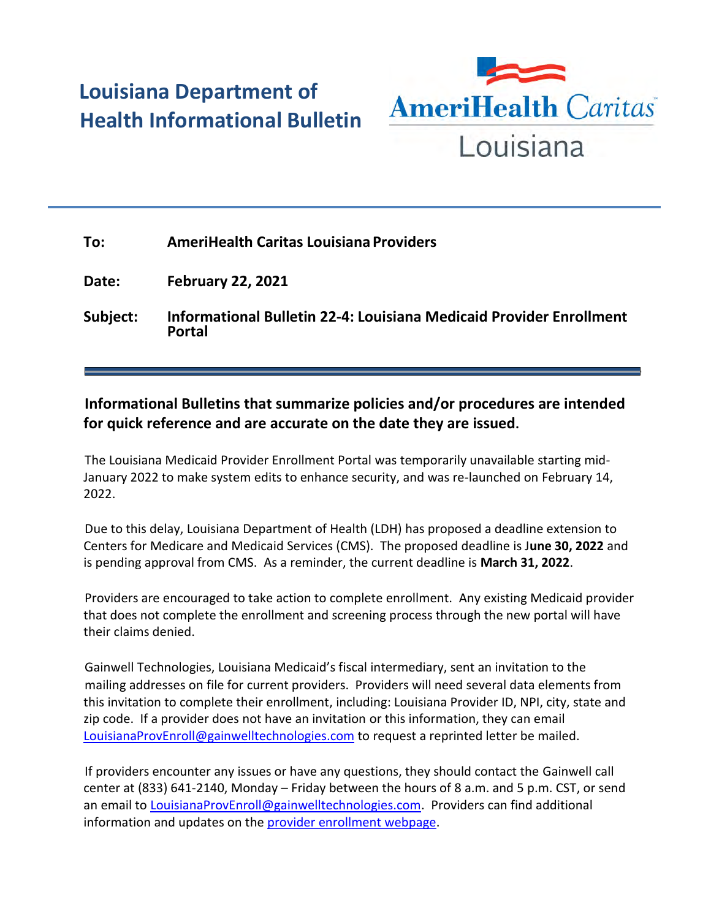# Louisiana Department of Health Informational Bulletin

AmeriHealth Caritas Louisiana

**To:** **AmeriHealth Caritas Louisiana Providers**

**Date:** **February 22, 2021**

**Subject:** **Informational Bulletin 22-4: Louisiana Medicaid Provider Enrollment Portal**

---

**Informational Bulletins that summarize policies and/or procedures are intended for quick reference and are accurate on the date they are issued.**

The Louisiana Medicaid Provider Enrollment Portal was temporarily unavailable starting mid-January 2022 to make system edits to enhance security, and was re-launched on February 14, 2022.

Due to this delay, Louisiana Department of Health (LDH) has proposed a deadline extension to Centers for Medicare and Medicaid Services (CMS). The proposed deadline is J**une 30, 2022** and is pending approval from CMS. As a reminder, the current deadline is **March 31, 2022**.

Providers are encouraged to take action to complete enrollment. Any existing Medicaid provider that does not complete the enrollment and screening process through the new portal will have their claims denied.

Gainwell Technologies, Louisiana Medicaid's fiscal intermediary, sent an invitation to the mailing addresses on file for current providers. Providers will need several data elements from this invitation to complete their enrollment, including: Louisiana Provider ID, NPI, city, state and zip code. If a provider does not have an invitation or this information, they can email LouisianaProvEnroll@gainwelltechnologies.com to request a reprinted letter be mailed.

If providers encounter any issues or have any questions, they should contact the Gainwell call center at (833) 641-2140, Monday – Friday between the hours of 8 a.m. and 5 p.m. CST, or send an email to LouisianaProvEnroll@gainwelltechnologies.com. Providers can find additional information and updates on the provider enrollment webpage.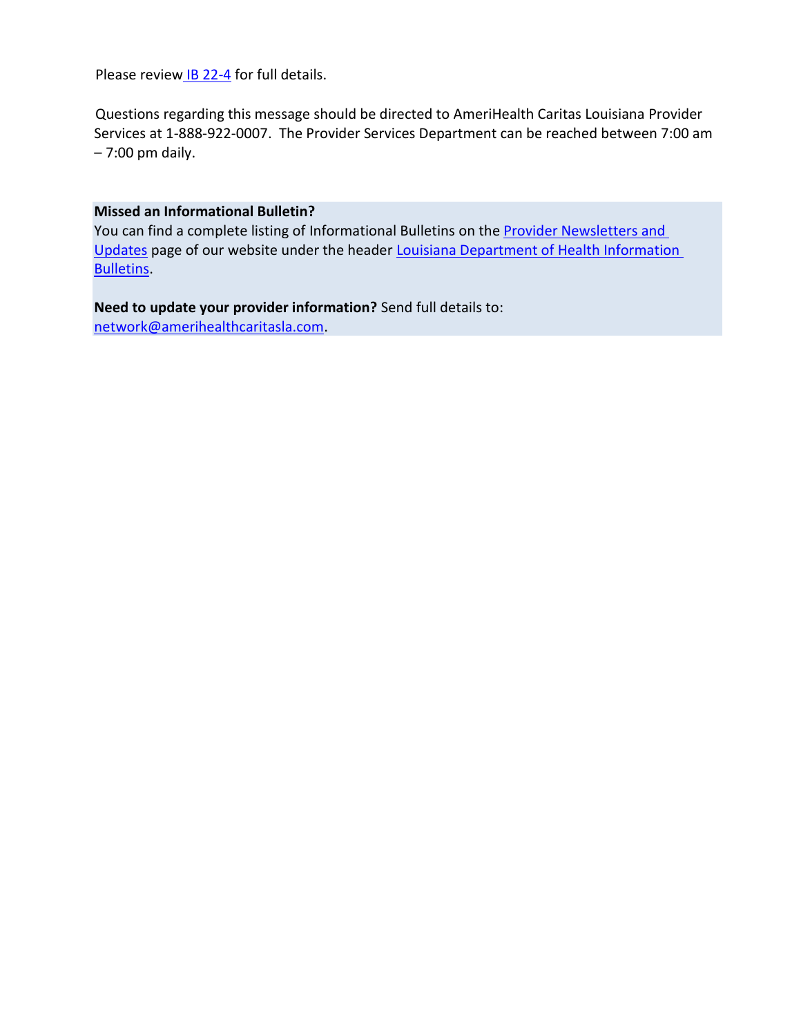Please review IB 22-4 for full details.

Questions regarding this message should be directed to AmeriHealth Caritas Louisiana Provider Services at 1-888-922-0007. The Provider Services Department can be reached between 7:00 am – 7:00 pm daily.

**Missed an Informational Bulletin?**
You can find a complete listing of Informational Bulletins on the Provider Newsletters and Updates page of our website under the header Louisiana Department of Health Information Bulletins.

**Need to update your provider information?** Send full details to: network@amerihealthcaritasla.com.